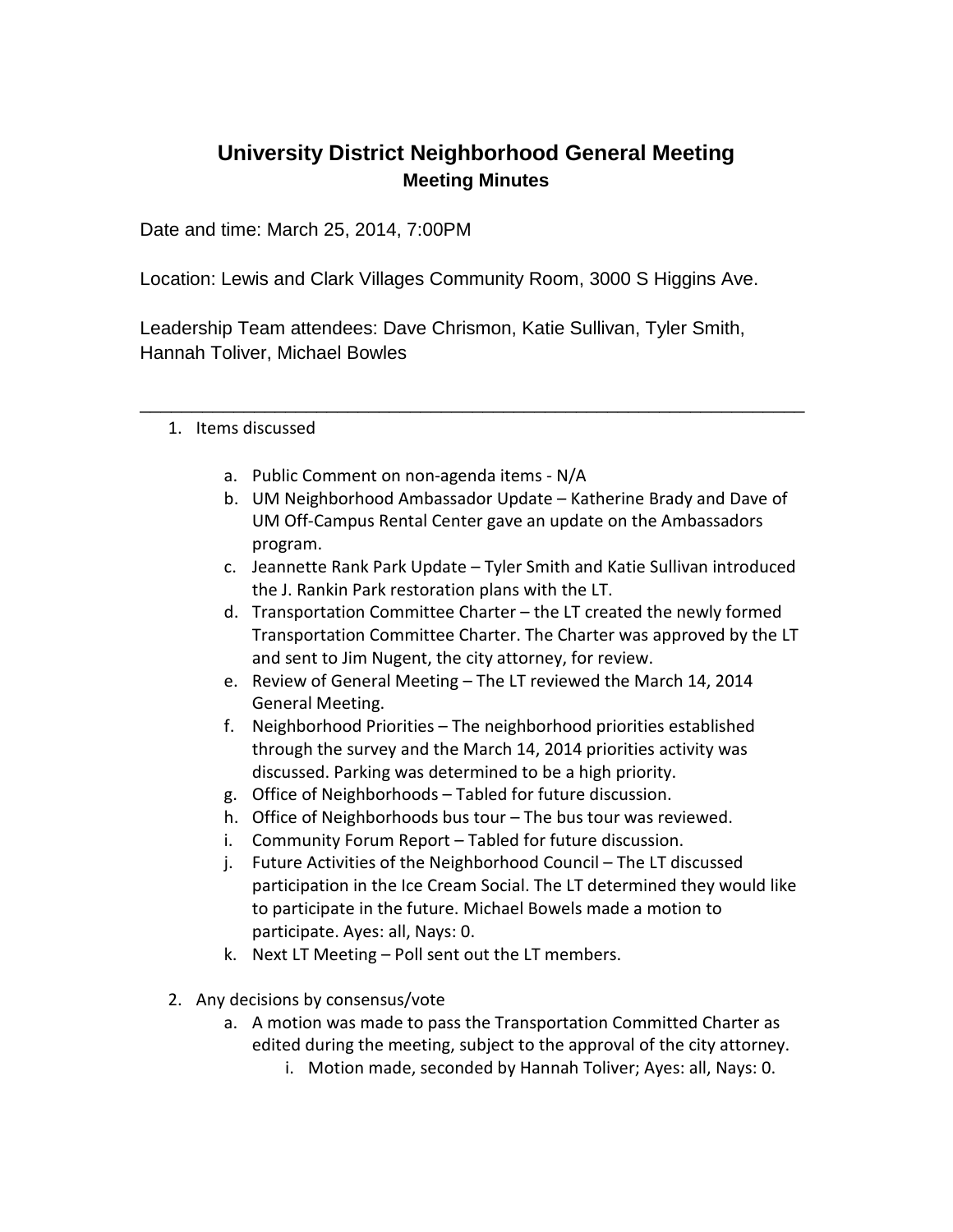# University District Neighborhood General Meeting

## Meeting Minutes

Date and time: March 25, 2014, 7:00PM

Location: Lewis and Clark Villages Community Room, 3000 S Higgins Ave.

Leadership Team attendees: Dave Chrismon, Katie Sullivan, Tyler Smith, Hannah Toliver, Michael Bowles

---

1. Items discussed

    a. Public Comment on non-agenda items - N/A
    b. UM Neighborhood Ambassador Update – Katherine Brady and Dave of UM Off-Campus Rental Center gave an update on the Ambassadors program.
    c. Jeannette Rank Park Update – Tyler Smith and Katie Sullivan introduced the J. Rankin Park restoration plans with the LT.
    d. Transportation Committee Charter – the LT created the newly formed Transportation Committee Charter. The Charter was approved by the LT and sent to Jim Nugent, the city attorney, for review.
    e. Review of General Meeting – The LT reviewed the March 14, 2014 General Meeting.
    f. Neighborhood Priorities – The neighborhood priorities established through the survey and the March 14, 2014 priorities activity was discussed. Parking was determined to be a high priority.
    g. Office of Neighborhoods – Tabled for future discussion.
    h. Office of Neighborhoods bus tour – The bus tour was reviewed.
    i. Community Forum Report – Tabled for future discussion.
    j. Future Activities of the Neighborhood Council – The LT discussed participation in the Ice Cream Social. The LT determined they would like to participate in the future. Michael Bowels made a motion to participate. Ayes: all, Nays: 0.
    k. Next LT Meeting – Poll sent out the LT members.

2. Any decisions by consensus/vote
    a. A motion was made to pass the Transportation Committed Charter as edited during the meeting, subject to the approval of the city attorney.
        i. Motion made, seconded by Hannah Toliver; Ayes: all, Nays: 0.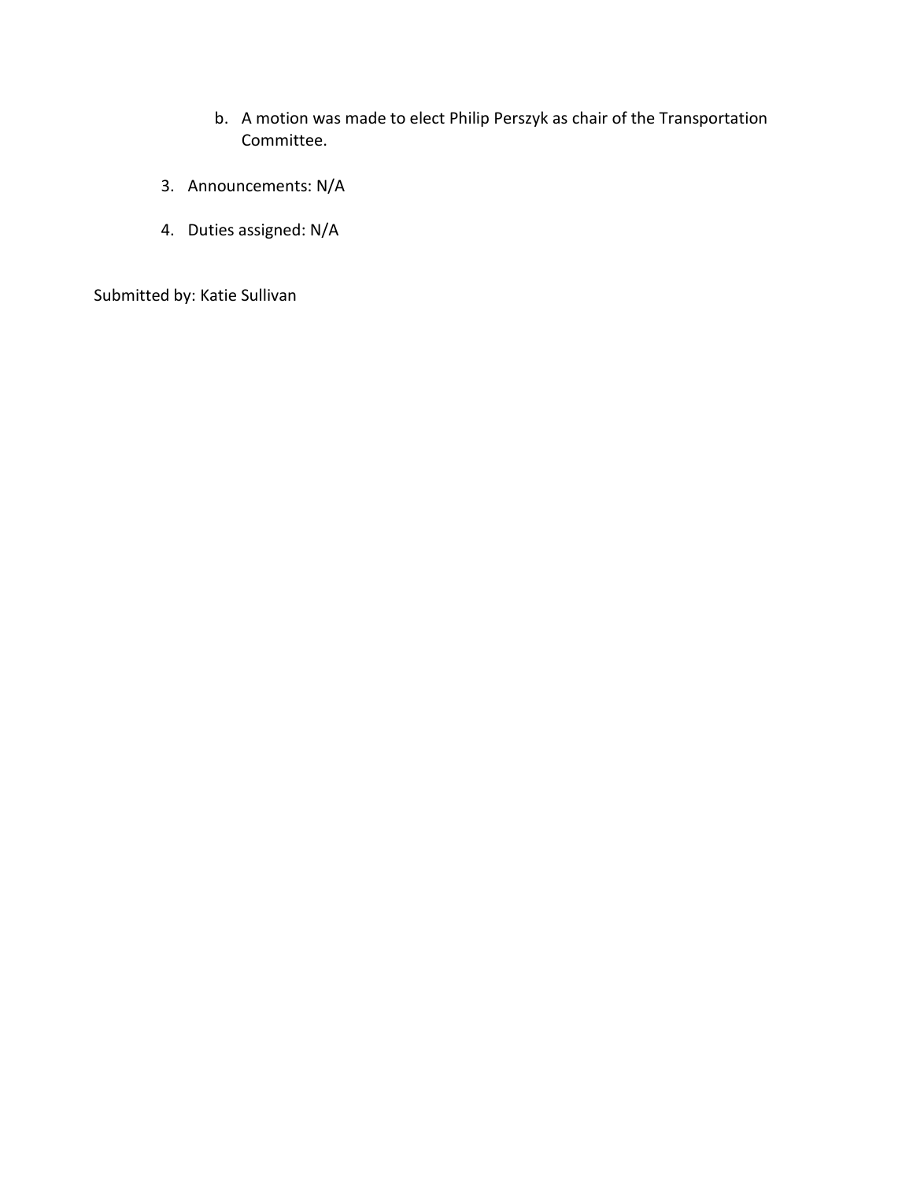b. A motion was made to elect Philip Perszyk as chair of the Transportation Committee.

3. Announcements: N/A

4. Duties assigned: N/A

Submitted by: Katie Sullivan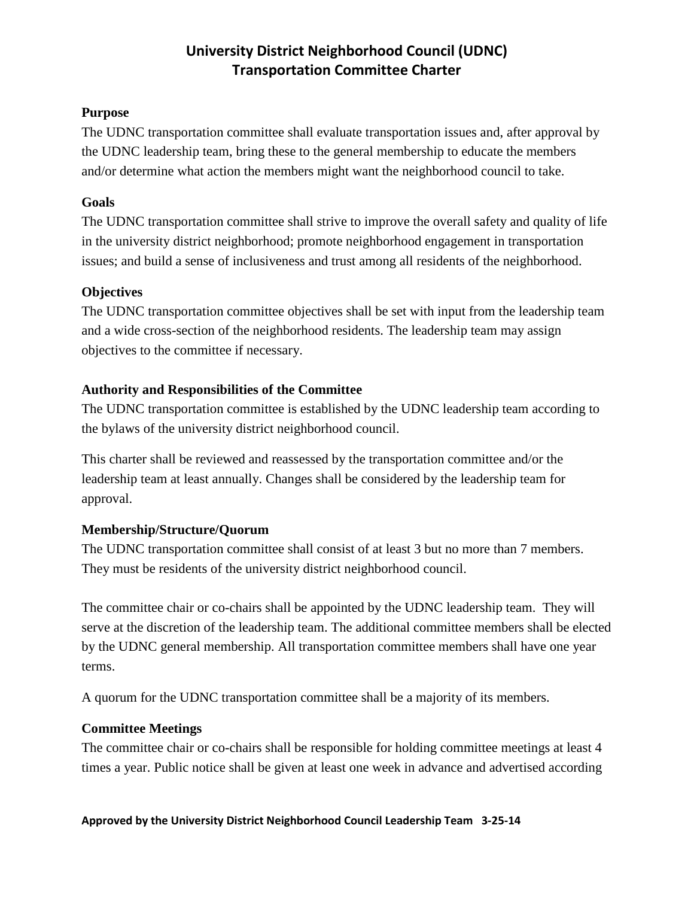# University District Neighborhood Council (UDNC) Transportation Committee Charter

**Purpose**

The UDNC transportation committee shall evaluate transportation issues and, after approval by the UDNC leadership team, bring these to the general membership to educate the members and/or determine what action the members might want the neighborhood council to take.

**Goals**

The UDNC transportation committee shall strive to improve the overall safety and quality of life in the university district neighborhood; promote neighborhood engagement in transportation issues; and build a sense of inclusiveness and trust among all residents of the neighborhood.

**Objectives**

The UDNC transportation committee objectives shall be set with input from the leadership team and a wide cross-section of the neighborhood residents. The leadership team may assign objectives to the committee if necessary.

**Authority and Responsibilities of the Committee**

The UDNC transportation committee is established by the UDNC leadership team according to the bylaws of the university district neighborhood council.

This charter shall be reviewed and reassessed by the transportation committee and/or the leadership team at least annually. Changes shall be considered by the leadership team for approval.

**Membership/Structure/Quorum**

The UDNC transportation committee shall consist of at least 3 but no more than 7 members. They must be residents of the university district neighborhood council.

The committee chair or co-chairs shall be appointed by the UDNC leadership team. They will serve at the discretion of the leadership team. The additional committee members shall be elected by the UDNC general membership. All transportation committee members shall have one year terms.

A quorum for the UDNC transportation committee shall be a majority of its members.

**Committee Meetings**

The committee chair or co-chairs shall be responsible for holding committee meetings at least 4 times a year. Public notice shall be given at least one week in advance and advertised according

**Approved by the University District Neighborhood Council Leadership Team 3-25-14**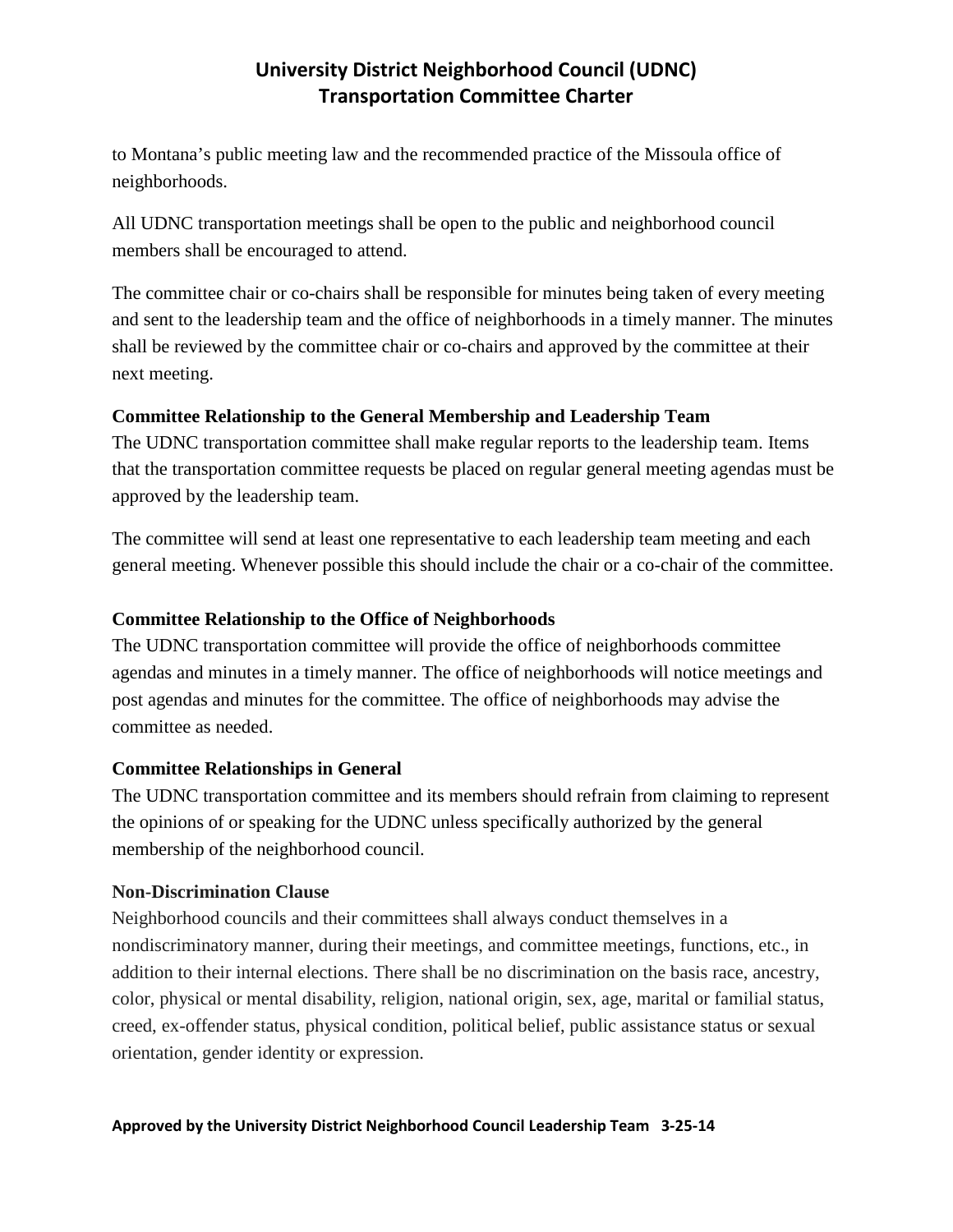to Montana's public meeting law and the recommended practice of the Missoula office of neighborhoods.

All UDNC transportation meetings shall be open to the public and neighborhood council members shall be encouraged to attend.

The committee chair or co-chairs shall be responsible for minutes being taken of every meeting and sent to the leadership team and the office of neighborhoods in a timely manner. The minutes shall be reviewed by the committee chair or co-chairs and approved by the committee at their next meeting.

**Committee Relationship to the General Membership and Leadership Team**

The UDNC transportation committee shall make regular reports to the leadership team. Items that the transportation committee requests be placed on regular general meeting agendas must be approved by the leadership team.

The committee will send at least one representative to each leadership team meeting and each general meeting. Whenever possible this should include the chair or a co-chair of the committee.

**Committee Relationship to the Office of Neighborhoods**

The UDNC transportation committee will provide the office of neighborhoods committee agendas and minutes in a timely manner. The office of neighborhoods will notice meetings and post agendas and minutes for the committee. The office of neighborhoods may advise the committee as needed.

**Committee Relationships in General**

The UDNC transportation committee and its members should refrain from claiming to represent the opinions of or speaking for the UDNC unless specifically authorized by the general membership of the neighborhood council.

**Non-Discrimination Clause**

Neighborhood councils and their committees shall always conduct themselves in a nondiscriminatory manner, during their meetings, and committee meetings, functions, etc., in addition to their internal elections. There shall be no discrimination on the basis race, ancestry, color, physical or mental disability, religion, national origin, sex, age, marital or familial status, creed, ex-offender status, physical condition, political belief, public assistance status or sexual orientation, gender identity or expression.

**Approved by the University District Neighborhood Council Leadership Team 3-25-14**